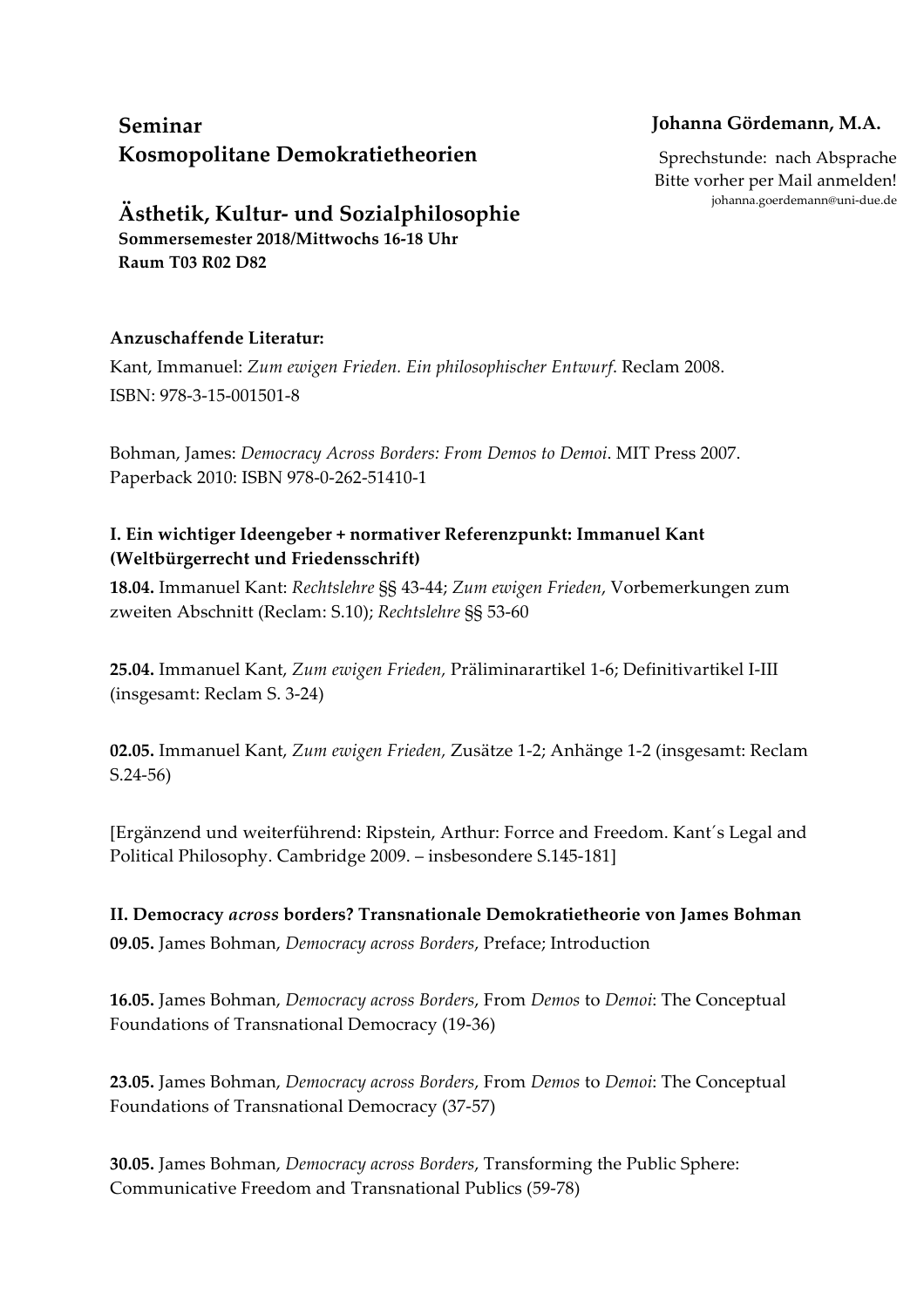**Johanna Gördemann, M.A.**

Sprechstunde: nach Absprache
Bitte vorher per Mail anmelden!
johanna.goerdemann@uni-due.de

# Seminar
# Kosmopolitane Demokratietheorien

## Ästhetik, Kultur- und Sozialphilosophie

**Sommersemester 2018/Mittwochs 16-18 Uhr**
**Raum T03 R02 D82**

**Anzuschaffende Literatur:**

Kant, Immanuel: *Zum ewigen Frieden. Ein philosophischer Entwurf*. Reclam 2008.
ISBN: 978-3-15-001501-8

Bohman, James: *Democracy Across Borders: From Demos to Demoi*. MIT Press 2007.
Paperback 2010: ISBN 978-0-262-51410-1

### I. Ein wichtiger Ideengeber + normativer Referenzpunkt: Immanuel Kant (Weltbürgerrecht und Friedensschrift)

**18.04.** Immanuel Kant: *Rechtslehre* §§ 43-44; *Zum ewigen Frieden*, Vorbemerkungen zum zweiten Abschnitt (Reclam: S.10); *Rechtslehre* §§ 53-60

**25.04.** Immanuel Kant, *Zum ewigen Frieden,* Präliminarartikel 1-6; Definitivartikel I-III (insgesamt: Reclam S. 3-24)

**02.05.** Immanuel Kant, *Zum ewigen Frieden,* Zusätze 1-2; Anhänge 1-2 (insgesamt: Reclam S.24-56)

[Ergänzend und weiterführend: Ripstein, Arthur: Forrce and Freedom. Kant´s Legal and Political Philosophy. Cambridge 2009. – insbesondere S.145-181]

### II. Democracy *across* borders? Transnationale Demokratietheorie von James Bohman

**09.05.** James Bohman, *Democracy across Borders*, Preface; Introduction

**16.05.** James Bohman, *Democracy across Borders*, From *Demos* to *Demoi*: The Conceptual Foundations of Transnational Democracy (19-36)

**23.05.** James Bohman, *Democracy across Borders*, From *Demos* to *Demoi*: The Conceptual Foundations of Transnational Democracy (37-57)

**30.05.** James Bohman, *Democracy across Borders,* Transforming the Public Sphere: Communicative Freedom and Transnational Publics (59-78)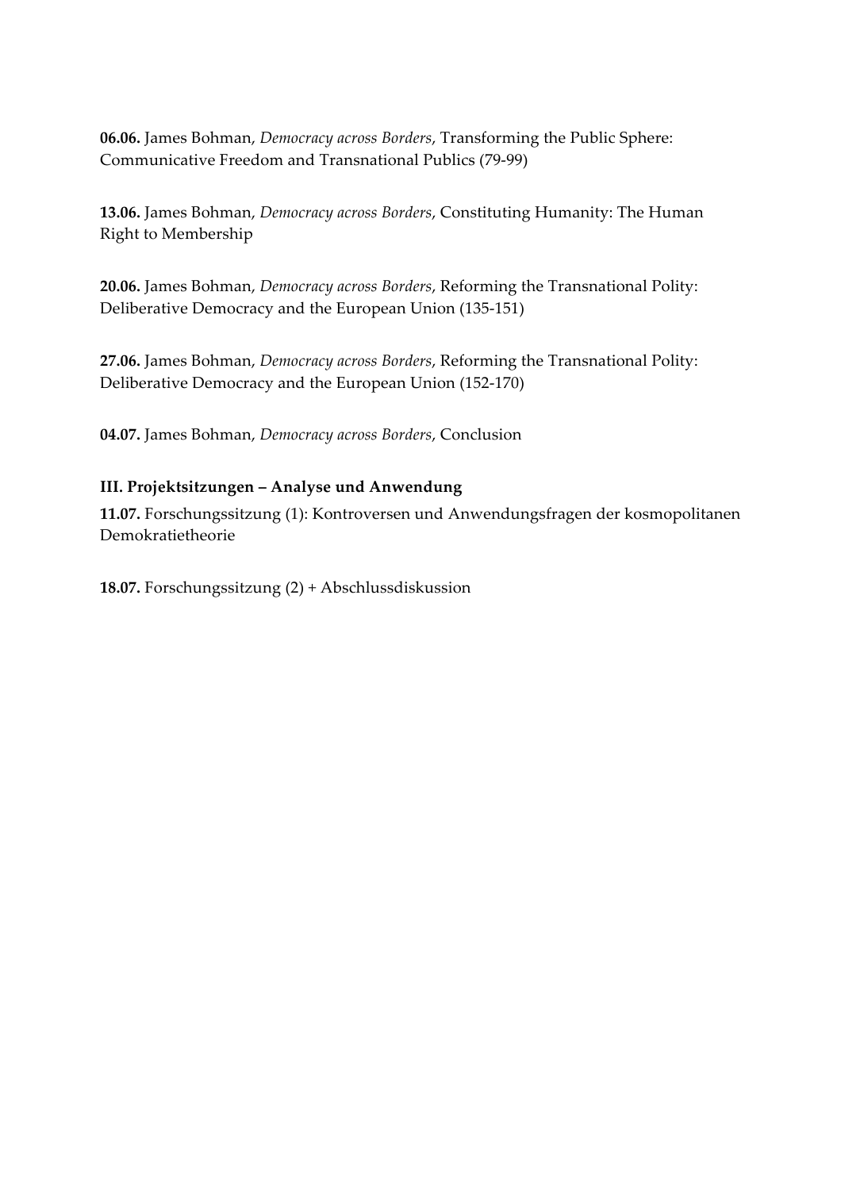**06.06.** James Bohman, *Democracy across Borders,* Transforming the Public Sphere: Communicative Freedom and Transnational Publics (79-99)

**13.06.** James Bohman, *Democracy across Borders*, Constituting Humanity: The Human Right to Membership

**20.06.** James Bohman, *Democracy across Borders*, Reforming the Transnational Polity: Deliberative Democracy and the European Union (135-151)

**27.06.** James Bohman, *Democracy across Borders*, Reforming the Transnational Polity: Deliberative Democracy and the European Union (152-170)

**04.07.** James Bohman, *Democracy across Borders*, Conclusion

### III. Projektsitzungen – Analyse und Anwendung

**11.07.** Forschungssitzung (1): Kontroversen und Anwendungsfragen der kosmopolitanen Demokratietheorie

**18.07.** Forschungssitzung (2) + Abschlussdiskussion